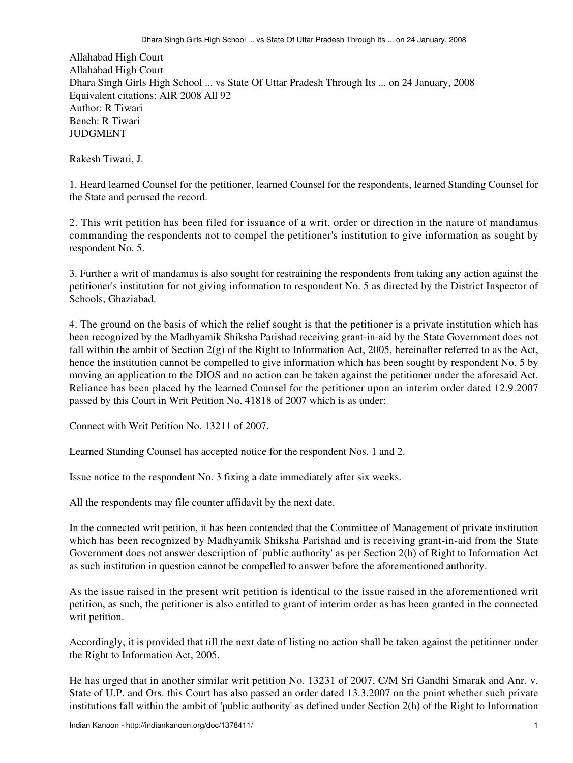Allahabad High Court
Allahabad High Court
Dhara Singh Girls High School ... vs State Of Uttar Pradesh Through Its ... on 24 January, 2008
Equivalent citations: AIR 2008 All 92
Author: R Tiwari
Bench: R Tiwari
JUDGMENT

Rakesh Tiwari, J.

1. Heard learned Counsel for the petitioner, learned Counsel for the respondents, learned Standing Counsel for the State and perused the record.

2. This writ petition has been filed for issuance of a writ, order or direction in the nature of mandamus commanding the respondents not to compel the petitioner's institution to give information as sought by respondent No. 5.

3. Further a writ of mandamus is also sought for restraining the respondents from taking any action against the petitioner's institution for not giving information to respondent No. 5 as directed by the District Inspector of Schools, Ghaziabad.

4. The ground on the basis of which the relief sought is that the petitioner is a private institution which has been recognized by the Madhyamik Shiksha Parishad receiving grant-in-aid by the State Government does not fall within the ambit of Section 2(g) of the Right to Information Act, 2005, hereinafter referred to as the Act, hence the institution cannot be compelled to give information which has been sought by respondent No. 5 by moving an application to the DIOS and no action can be taken against the petitioner under the aforesaid Act. Reliance has been placed by the learned Counsel for the petitioner upon an interim order dated 12.9.2007 passed by this Court in Writ Petition No. 41818 of 2007 which is as under:

Connect with Writ Petition No. 13211 of 2007.

Learned Standing Counsel has accepted notice for the respondent Nos. 1 and 2.

Issue notice to the respondent No. 3 fixing a date immediately after six weeks.

All the respondents may file counter affidavit by the next date.

In the connected writ petition, it has been contended that the Committee of Management of private institution which has been recognized by Madhyamik Shiksha Parishad and is receiving grant-in-aid from the State Government does not answer description of 'public authority' as per Section 2(h) of Right to Information Act as such institution in question cannot be compelled to answer before the aforementioned authority.

As the issue raised in the present writ petition is identical to the issue raised in the aforementioned writ petition, as such, the petitioner is also entitled to grant of interim order as has been granted in the connected writ petition.

Accordingly, it is provided that till the next date of listing no action shall be taken against the petitioner under the Right to Information Act, 2005.

He has urged that in another similar writ petition No. 13231 of 2007, C/M Sri Gandhi Smarak and Anr. v. State of U.P. and Ors. this Court has also passed an order dated 13.3.2007 on the point whether such private institutions fall within the ambit of 'public authority' as defined under Section 2(h) of the Right to Information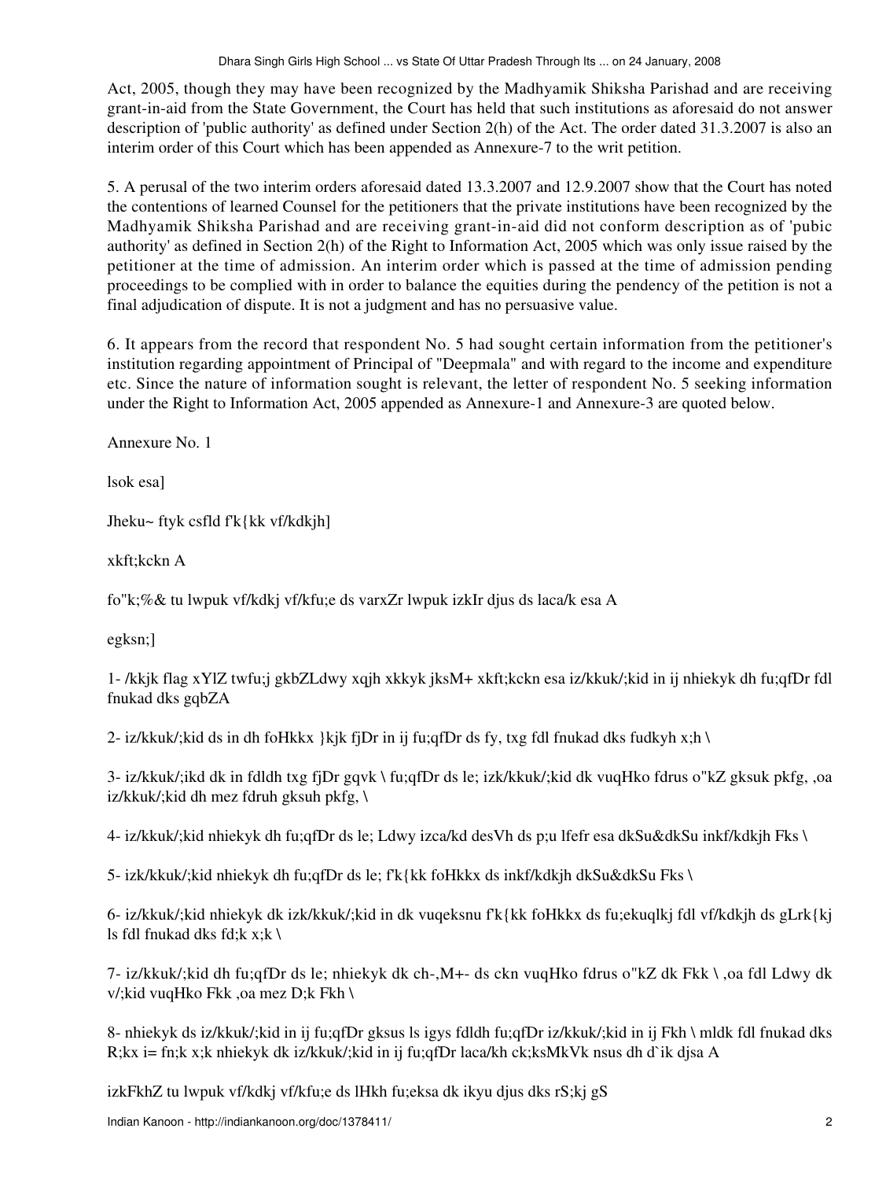Act, 2005, though they may have been recognized by the Madhyamik Shiksha Parishad and are receiving grant-in-aid from the State Government, the Court has held that such institutions as aforesaid do not answer description of 'public authority' as defined under Section 2(h) of the Act. The order dated 31.3.2007 is also an interim order of this Court which has been appended as Annexure-7 to the writ petition.

5. A perusal of the two interim orders aforesaid dated 13.3.2007 and 12.9.2007 show that the Court has noted the contentions of learned Counsel for the petitioners that the private institutions have been recognized by the Madhyamik Shiksha Parishad and are receiving grant-in-aid did not conform description as of 'pubic authority' as defined in Section 2(h) of the Right to Information Act, 2005 which was only issue raised by the petitioner at the time of admission. An interim order which is passed at the time of admission pending proceedings to be complied with in order to balance the equities during the pendency of the petition is not a final adjudication of dispute. It is not a judgment and has no persuasive value.

6. It appears from the record that respondent No. 5 had sought certain information from the petitioner's institution regarding appointment of Principal of "Deepmala" and with regard to the income and expenditure etc. Since the nature of information sought is relevant, the letter of respondent No. 5 seeking information under the Right to Information Act, 2005 appended as Annexure-1 and Annexure-3 are quoted below.

Annexure No. 1

lsok esa]

Jheku~ ftyk csfld f'k{kk vf/kdkjh]

xkft;kcknA

fo"k;%& tu lwpuk vf/kdkj vf/kfu;e ds varxZr lwpuk izkIr djus ds laca/k esaA

egksn;]

1- /kkjk flag xYlZ twfu;j gkbZLdwy xqjh xkkyk jksM+ xkft;kckn esa iz/kkuk/;kid in ij nhiekyk dh fu;qfDr fdl fnukad dks gqbZA

2- iz/kkuk/;kid ds in dh foHkkx }kjk fjDr in ij fu;qfDr ds fy, txg fdl fnukad dks fudkyh x;h \

3- iz/kkuk/;ikd dk in fdldh txg fjDr gqvk \ fu;qfDr ds le; izk/kkuk/;kid dk vuqHko fdrus o"kZ gksuk pkfg, ,oa iz/kkuk/;kid dh mez fdruh gksuh pkfg, \

4- iz/kkuk/;kid nhiekyk dh fu;qfDr ds le; Ldwy izca/kd desVh ds p;u lfefr esa dkSu&dkSu inkf/kdkjh Fks \

5- izk/kkuk/;kid nhiekyk dh fu;qfDr ds le; f'k{kk foHkkx ds inkf/kdkjh dkSu&dkSu Fks \

6- iz/kkuk/;kid nhiekyk dk izk/kkuk/;kid in dk vuqeksnu f'k{kk foHkkx ds fu;ekuqlkj fdl vf/kdkjh ds gLrk{kj ls fdl fnukad dks fd;k x;k \

7- iz/kkuk/;kid dh fu;qfDr ds le; nhiekyk dk ch-,M+- ds ckn vuqHko fdrus o"kZ dk Fkk \ ,oa fdl Ldwy dk v/;kid vuqHko Fkk ,oa mez D;k Fkh \

8- nhiekyk ds iz/kkuk/;kid in ij fu;qfDr gksus ls igys fdldh fu;qfDr iz/kkuk/;kid in ij Fkh \ mldk fdl fnukad dks R;kx i= fn;k x;k nhiekyk dk iz/kkuk/;kid in ij fu;qfDr laca/kh ck;ksMkVk nsus dh d`ik djsa A

izkFkhZ tu lwpuk vf/kdkj vf/kfu;e ds lHkh fu;eksa dk ikyu djus dks rS;kj gS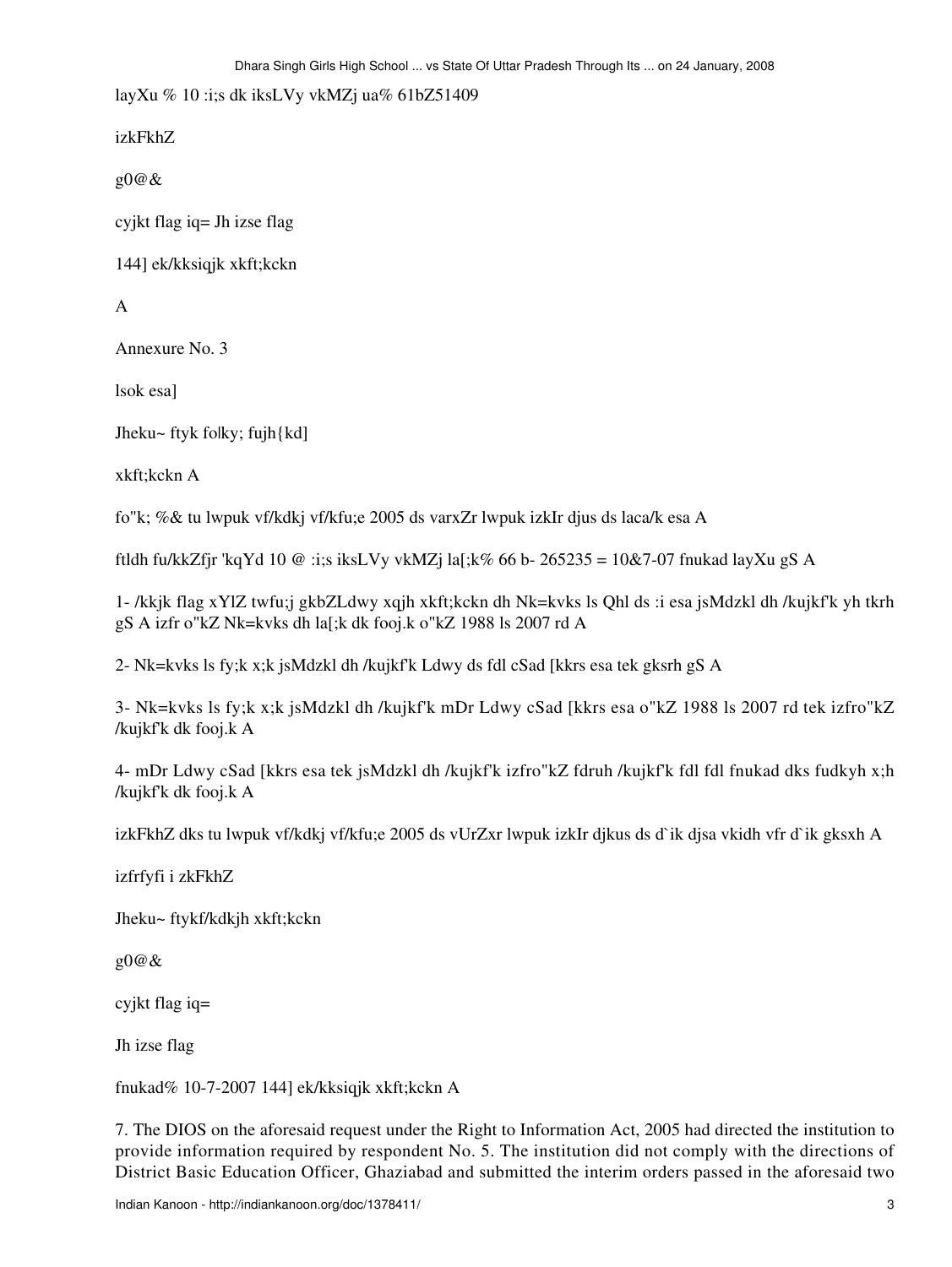layXu % 10 :i;s dk iksLVy vkMZj ua% 61bZ51409

izkFkhZ

g0@&

cyjkt flag iq= Jh izse flag

144] ek/kksiqjk xkft;kckn

A

Annexure No. 3

lsok esa]

Jheku~ ftyk fo|ky; fujh{kd]

xkft;kckn A

fo"k; %& tu lwpuk vf/kdkj vf/kfu;e 2005 ds varxZr lwpuk izkIr djus ds laca/k esa A

ftldh fu/kkZfjr 'kqYd 10 @ :i;s iksLVy vkMZj la[;k% 66 b- 265235 = 10&7-07 fnukad layXu gS A

1- /kkjk flag xYlZ twfu;j gkbZLdwy xqjh xkft;kckn dh Nk=kvks ls Qhl ds :i esa jsMdzkl dh /kujkf'k yh tkrh gS A izfr o"kZ Nk=kvks dh la[;k dk fooj.k o"kZ 1988 ls 2007 rd A

2- Nk=kvks ls fy;k x;k jsMdzkl dh /kujkf'k Ldwy ds fdl cSad [kkrs esa tek gksrh gS A

3- Nk=kvks ls fy;k x;k jsMdzkl dh /kujkf'k mDr Ldwy cSad [kkrs esa o"kZ 1988 ls 2007 rd tek izfro"kZ /kujkf'k dk fooj.k A

4- mDr Ldwy cSad [kkrs esa tek jsMdzkl dh /kujkf'k izfro"kZ fdruh /kujkf'k fdl fdl fnukad dks fudkyh x;h /kujkf'k dk fooj.k A

izkFkhZ dks tu lwpuk vf/kdkj vf/kfu;e 2005 ds vUrZxr lwpuk izkIr djkus ds d`ik djsa vkidh vfr d`ik gksxh A

izfrfyfi i zkFkhZ

Jheku~ ftykf/kdkjh xkft;kckn

g0@&

cyjkt flag iq=

Jh izse flag

fnukad% 10-7-2007 144] ek/kksiqjk xkft;kckn A

7. The DIOS on the aforesaid request under the Right to Information Act, 2005 had directed the institution to provide information required by respondent No. 5. The institution did not comply with the directions of District Basic Education Officer, Ghaziabad and submitted the interim orders passed in the aforesaid two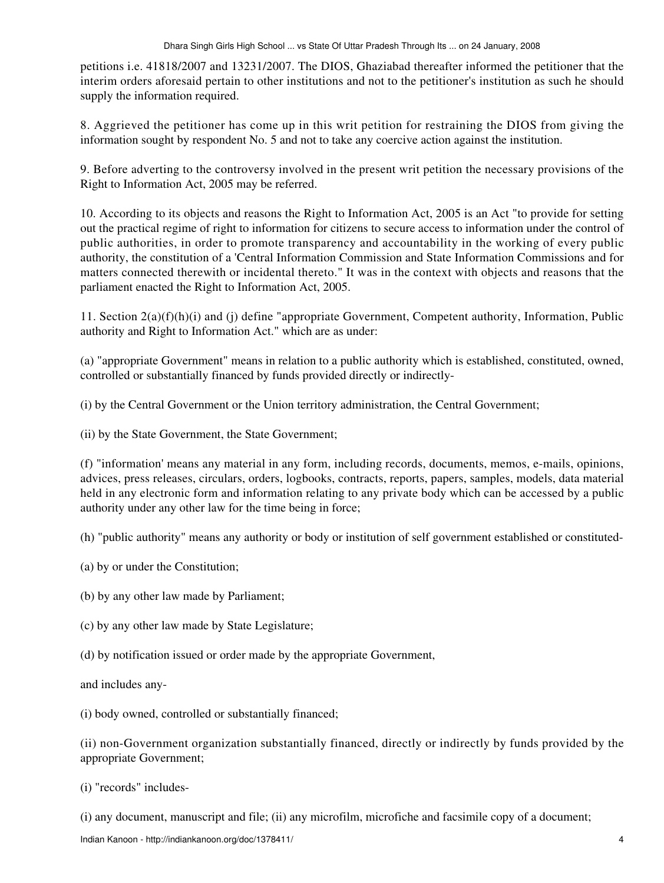petitions i.e. 41818/2007 and 13231/2007. The DIOS, Ghaziabad thereafter informed the petitioner that the interim orders aforesaid pertain to other institutions and not to the petitioner's institution as such he should supply the information required.

8. Aggrieved the petitioner has come up in this writ petition for restraining the DIOS from giving the information sought by respondent No. 5 and not to take any coercive action against the institution.

9. Before adverting to the controversy involved in the present writ petition the necessary provisions of the Right to Information Act, 2005 may be referred.

10. According to its objects and reasons the Right to Information Act, 2005 is an Act "to provide for setting out the practical regime of right to information for citizens to secure access to information under the control of public authorities, in order to promote transparency and accountability in the working of every public authority, the constitution of a 'Central Information Commission and State Information Commissions and for matters connected therewith or incidental thereto." It was in the context with objects and reasons that the parliament enacted the Right to Information Act, 2005.

11. Section 2(a)(f)(h)(i) and (j) define "appropriate Government, Competent authority, Information, Public authority and Right to Information Act." which are as under:

(a) "appropriate Government" means in relation to a public authority which is established, constituted, owned, controlled or substantially financed by funds provided directly or indirectly-

(i) by the Central Government or the Union territory administration, the Central Government;

(ii) by the State Government, the State Government;

(f) "information' means any material in any form, including records, documents, memos, e-mails, opinions, advices, press releases, circulars, orders, logbooks, contracts, reports, papers, samples, models, data material held in any electronic form and information relating to any private body which can be accessed by a public authority under any other law for the time being in force;

(h) "public authority" means any authority or body or institution of self government established or constituted-

(a) by or under the Constitution;

(b) by any other law made by Parliament;

(c) by any other law made by State Legislature;

(d) by notification issued or order made by the appropriate Government,

and includes any-

(i) body owned, controlled or substantially financed;

(ii) non-Government organization substantially financed, directly or indirectly by funds provided by the appropriate Government;

(i) "records" includes-

(i) any document, manuscript and file; (ii) any microfilm, microfiche and facsimile copy of a document;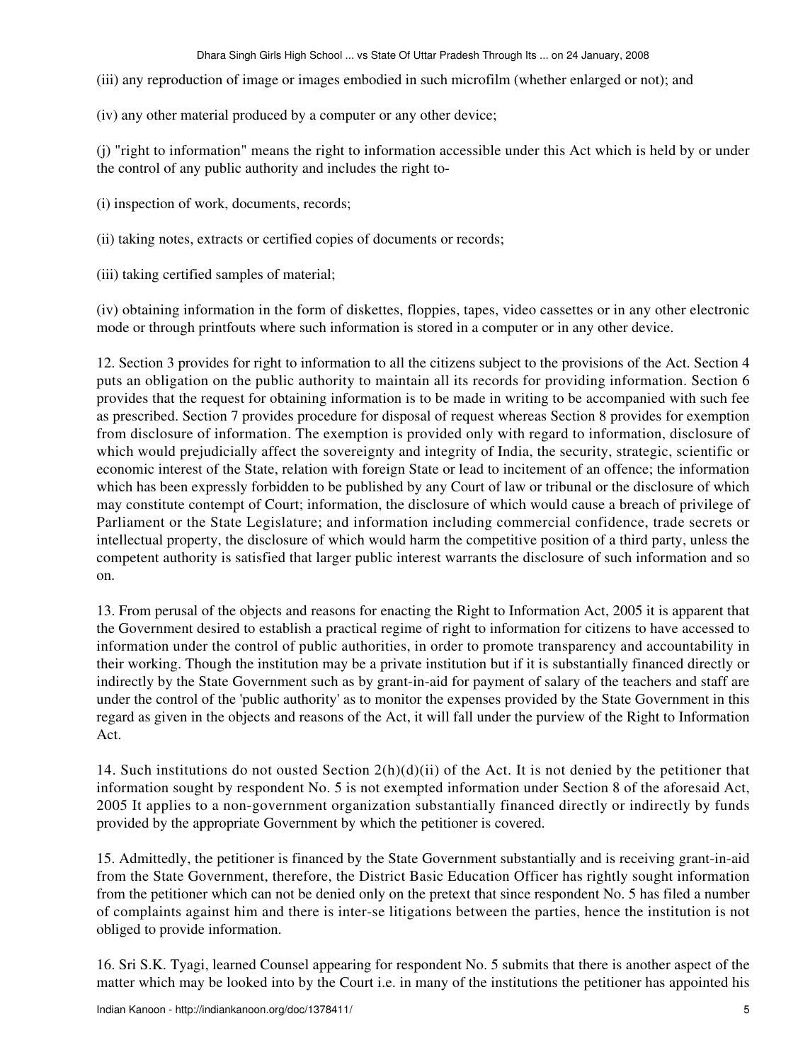(iii) any reproduction of image or images embodied in such microfilm (whether enlarged or not); and

(iv) any other material produced by a computer or any other device;

(j) "right to information" means the right to information accessible under this Act which is held by or under the control of any public authority and includes the right to-

(i) inspection of work, documents, records;

(ii) taking notes, extracts or certified copies of documents or records;

(iii) taking certified samples of material;

(iv) obtaining information in the form of diskettes, floppies, tapes, video cassettes or in any other electronic mode or through printfouts where such information is stored in a computer or in any other device.

12. Section 3 provides for right to information to all the citizens subject to the provisions of the Act. Section 4 puts an obligation on the public authority to maintain all its records for providing information. Section 6 provides that the request for obtaining information is to be made in writing to be accompanied with such fee as prescribed. Section 7 provides procedure for disposal of request whereas Section 8 provides for exemption from disclosure of information. The exemption is provided only with regard to information, disclosure of which would prejudicially affect the sovereignty and integrity of India, the security, strategic, scientific or economic interest of the State, relation with foreign State or lead to incitement of an offence; the information which has been expressly forbidden to be published by any Court of law or tribunal or the disclosure of which may constitute contempt of Court; information, the disclosure of which would cause a breach of privilege of Parliament or the State Legislature; and information including commercial confidence, trade secrets or intellectual property, the disclosure of which would harm the competitive position of a third party, unless the competent authority is satisfied that larger public interest warrants the disclosure of such information and so on.

13. From perusal of the objects and reasons for enacting the Right to Information Act, 2005 it is apparent that the Government desired to establish a practical regime of right to information for citizens to have accessed to information under the control of public authorities, in order to promote transparency and accountability in their working. Though the institution may be a private institution but if it is substantially financed directly or indirectly by the State Government such as by grant-in-aid for payment of salary of the teachers and staff are under the control of the 'public authority' as to monitor the expenses provided by the State Government in this regard as given in the objects and reasons of the Act, it will fall under the purview of the Right to Information Act.

14. Such institutions do not ousted Section 2(h)(d)(ii) of the Act. It is not denied by the petitioner that information sought by respondent No. 5 is not exempted information under Section 8 of the aforesaid Act, 2005 It applies to a non-government organization substantially financed directly or indirectly by funds provided by the appropriate Government by which the petitioner is covered.

15. Admittedly, the petitioner is financed by the State Government substantially and is receiving grant-in-aid from the State Government, therefore, the District Basic Education Officer has rightly sought information from the petitioner which can not be denied only on the pretext that since respondent No. 5 has filed a number of complaints against him and there is inter-se litigations between the parties, hence the institution is not obliged to provide information.

16. Sri S.K. Tyagi, learned Counsel appearing for respondent No. 5 submits that there is another aspect of the matter which may be looked into by the Court i.e. in many of the institutions the petitioner has appointed his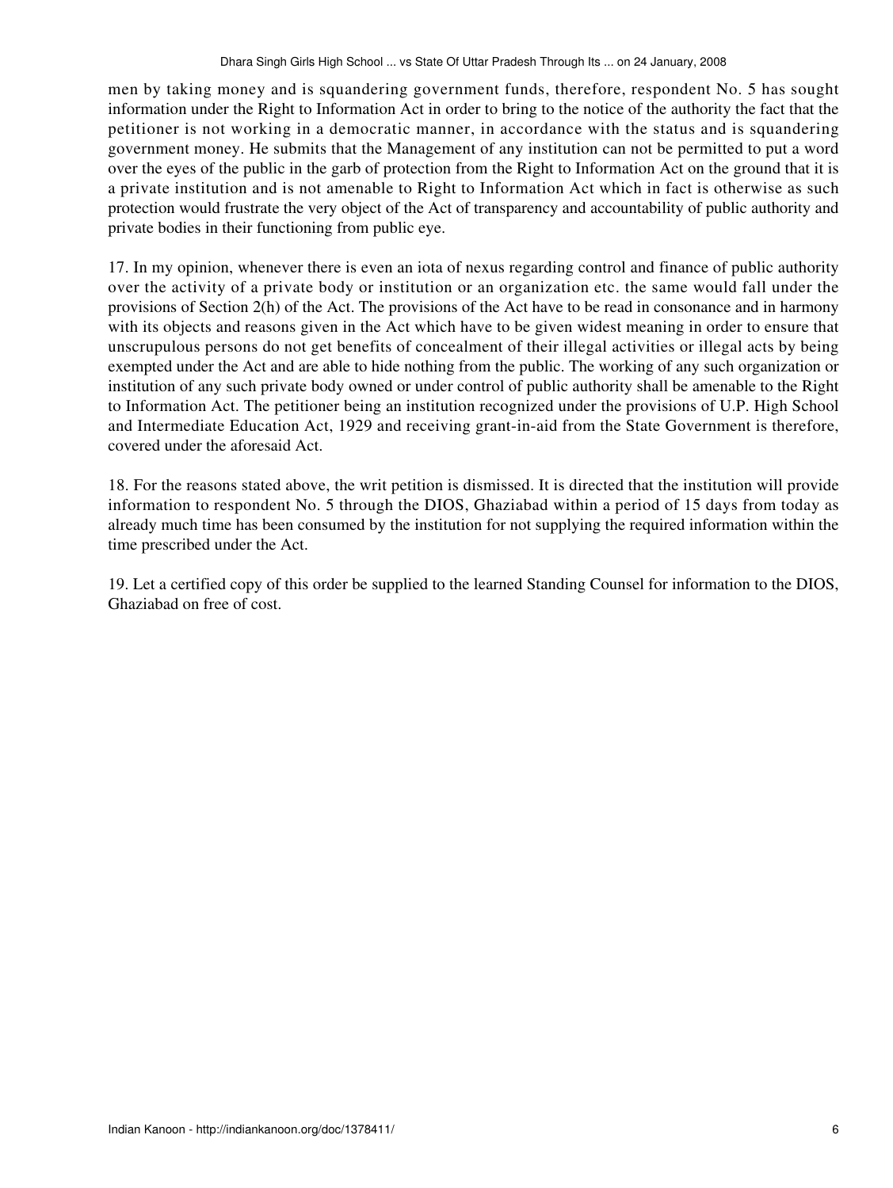men by taking money and is squandering government funds, therefore, respondent No. 5 has sought information under the Right to Information Act in order to bring to the notice of the authority the fact that the petitioner is not working in a democratic manner, in accordance with the status and is squandering government money. He submits that the Management of any institution can not be permitted to put a word over the eyes of the public in the garb of protection from the Right to Information Act on the ground that it is a private institution and is not amenable to Right to Information Act which in fact is otherwise as such protection would frustrate the very object of the Act of transparency and accountability of public authority and private bodies in their functioning from public eye.

17. In my opinion, whenever there is even an iota of nexus regarding control and finance of public authority over the activity of a private body or institution or an organization etc. the same would fall under the provisions of Section 2(h) of the Act. The provisions of the Act have to be read in consonance and in harmony with its objects and reasons given in the Act which have to be given widest meaning in order to ensure that unscrupulous persons do not get benefits of concealment of their illegal activities or illegal acts by being exempted under the Act and are able to hide nothing from the public. The working of any such organization or institution of any such private body owned or under control of public authority shall be amenable to the Right to Information Act. The petitioner being an institution recognized under the provisions of U.P. High School and Intermediate Education Act, 1929 and receiving grant-in-aid from the State Government is therefore, covered under the aforesaid Act.

18. For the reasons stated above, the writ petition is dismissed. It is directed that the institution will provide information to respondent No. 5 through the DIOS, Ghaziabad within a period of 15 days from today as already much time has been consumed by the institution for not supplying the required information within the time prescribed under the Act.

19. Let a certified copy of this order be supplied to the learned Standing Counsel for information to the DIOS, Ghaziabad on free of cost.